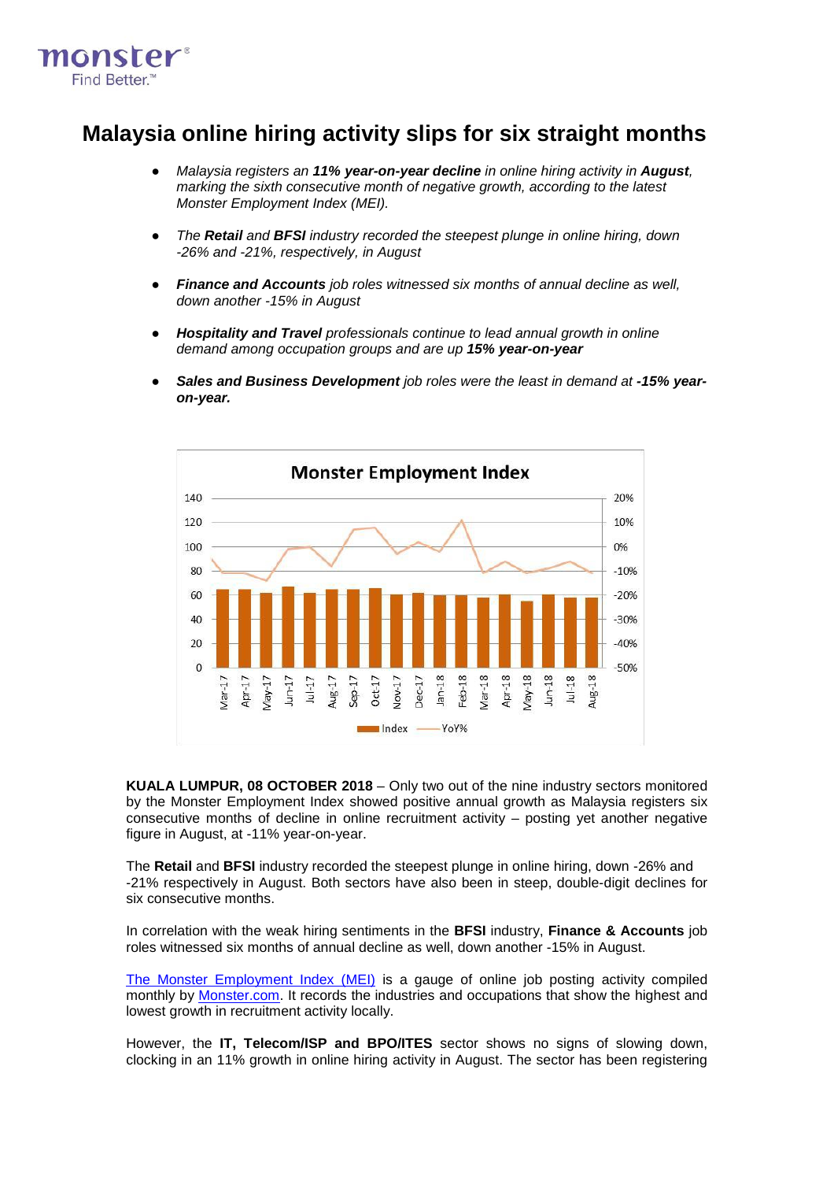monster
Find Better.™

# Malaysia online hiring activity slips for six straight months

- *Malaysia registers an **11% year-on-year decline** in online hiring activity in **August**, marking the sixth consecutive month of negative growth, according to the latest Monster Employment Index (MEI).*
- *The **Retail** and **BFSI** industry recorded the steepest plunge in online hiring, down -26% and -21%, respectively, in August*
- ***Finance and Accounts** job roles witnessed six months of annual decline as well, down another -15% in August*
- ***Hospitality and Travel** professionals continue to lead annual growth in online demand among occupation groups and are up **15% year-on-year***
- ***Sales and Business Development** job roles were the least in demand at **-15% year-on-year.***

**KUALA LUMPUR, 08 OCTOBER 2018** – Only two out of the nine industry sectors monitored by the Monster Employment Index showed positive annual growth as Malaysia registers six consecutive months of decline in online recruitment activity – posting yet another negative figure in August, at -11% year-on-year.

The **Retail** and **BFSI** industry recorded the steepest plunge in online hiring, down -26% and -21% respectively in August. Both sectors have also been in steep, double-digit declines for six consecutive months.

In correlation with the weak hiring sentiments in the **BFSI** industry, **Finance & Accounts** job roles witnessed six months of annual decline as well, down another -15% in August.

[The Monster Employment Index (MEI)](#) is a gauge of online job posting activity compiled monthly by [Monster.com](#). It records the industries and occupations that show the highest and lowest growth in recruitment activity locally.

However, the **IT, Telecom/ISP and BPO/ITES** sector shows no signs of slowing down, clocking in an 11% growth in online hiring activity in August. The sector has been registering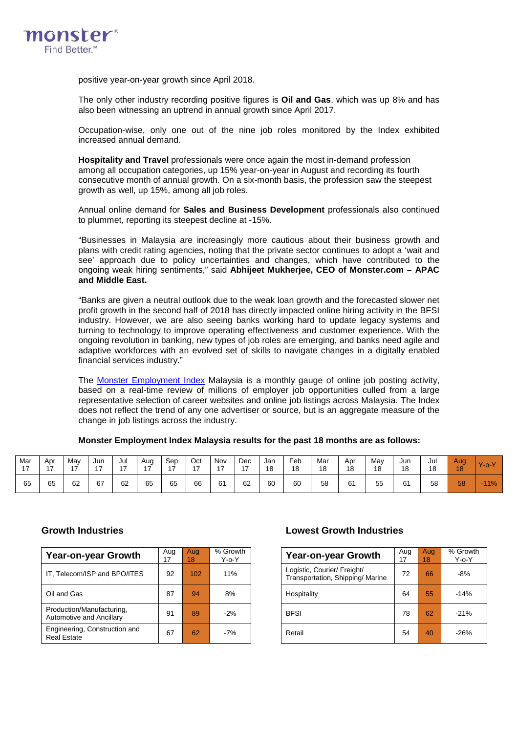positive year-on-year growth since April 2018.

The only other industry recording positive figures is **Oil and Gas**, which was up 8% and has also been witnessing an uptrend in annual growth since April 2017.

Occupation-wise, only one out of the nine job roles monitored by the Index exhibited increased annual demand.

**Hospitality and Travel** professionals were once again the most in-demand profession among all occupation categories, up 15% year-on-year in August and recording its fourth consecutive month of annual growth. On a six-month basis, the profession saw the steepest growth as well, up 15%, among all job roles.

Annual online demand for **Sales and Business Development** professionals also continued to plummet, reporting its steepest decline at -15%.

"Businesses in Malaysia are increasingly more cautious about their business growth and plans with credit rating agencies, noting that the private sector continues to adopt a 'wait and see' approach due to policy uncertainties and changes, which have contributed to the ongoing weak hiring sentiments," said **Abhijeet Mukherjee, CEO of Monster.com – APAC and Middle East.**

"Banks are given a neutral outlook due to the weak loan growth and the forecasted slower net profit growth in the second half of 2018 has directly impacted online hiring activity in the BFSI industry. However, we are also seeing banks working hard to update legacy systems and turning to technology to improve operating effectiveness and customer experience. With the ongoing revolution in banking, new types of job roles are emerging, and banks need agile and adaptive workforces with an evolved set of skills to navigate changes in a digitally enabled financial services industry."

The Monster Employment Index Malaysia is a monthly gauge of online job posting activity, based on a real-time review of millions of employer job opportunities culled from a large representative selection of career websites and online job listings across Malaysia. The Index does not reflect the trend of any one advertiser or source, but is an aggregate measure of the change in job listings across the industry.

**Monster Employment Index Malaysia results for the past 18 months are as follows:**

| Mar 17 | Apr 17 | May 17 | Jun 17 | Jul 17 | Aug 17 | Sep 17 | Oct 17 | Nov 17 | Dec 17 | Jan 18 | Feb 18 | Mar 18 | Apr 18 | May 18 | Jun 18 | Jul 18 | Aug 18 | Y-o-Y |
|---|---|---|---|---|---|---|---|---|---|---|---|---|---|---|---|---|---|---|
| 65 | 65 | 62 | 67 | 62 | 65 | 65 | 66 | 61 | 62 | 60 | 60 | 58 | 61 | 55 | 61 | 58 | 58 | -11% |

### Growth Industries

| Year-on-year Growth | Aug 17 | Aug 18 | % Growth Y-o-Y |
|---|---|---|---|
| IT, Telecom/ISP and BPO/ITES | 92 | 102 | 11% |
| Oil and Gas | 87 | 94 | 8% |
| Production/Manufacturing, Automotive and Ancillary | 91 | 89 | -2% |
| Engineering, Construction and Real Estate | 67 | 62 | -7% |

### Lowest Growth Industries

| Year-on-year Growth | Aug 17 | Aug 18 | % Growth Y-o-Y |
|---|---|---|---|
| Logistic, Courier/ Freight/ Transportation, Shipping/ Marine | 72 | 66 | -8% |
| Hospitality | 64 | 55 | -14% |
| BFSI | 78 | 62 | -21% |
| Retail | 54 | 40 | -26% |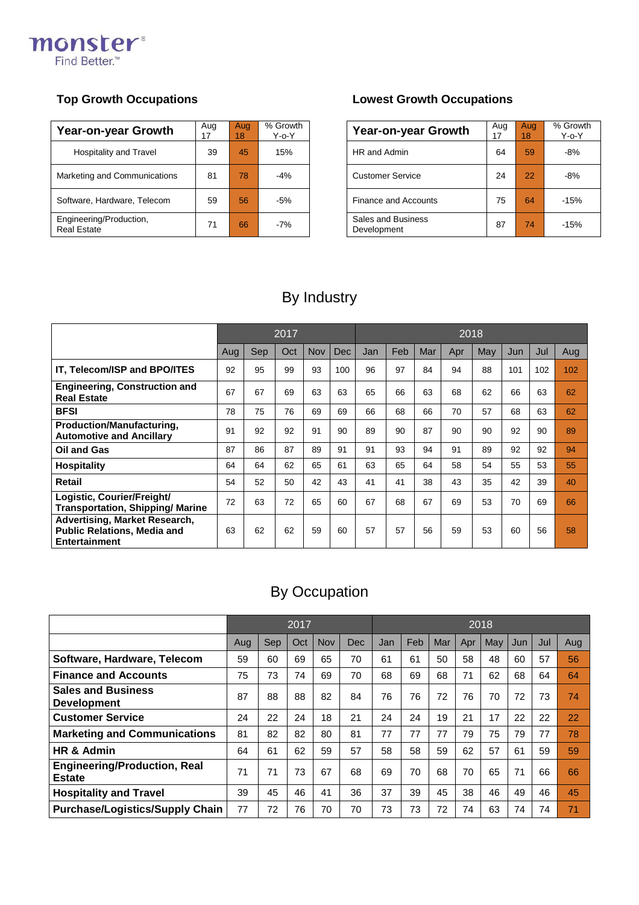monster Find Better.™

## Top Growth Occupations

| Year-on-year Growth | Aug 17 | Aug 18 | % Growth Y-o-Y |
|---|---|---|---|
| Hospitality and Travel | 39 | 45 | 15% |
| Marketing and Communications | 81 | 78 | -4% |
| Software, Hardware, Telecom | 59 | 56 | -5% |
| Engineering/Production, Real Estate | 71 | 66 | -7% |

## Lowest Growth Occupations

| Year-on-year Growth | Aug 17 | Aug 18 | % Growth Y-o-Y |
|---|---|---|---|
| HR and Admin | 64 | 59 | -8% |
| Customer Service | 24 | 22 | -8% |
| Finance and Accounts | 75 | 64 | -15% |
| Sales and Business Development | 87 | 74 | -15% |

## By Industry

| | 2017 | | | | | 2018 | | | | | | | |
|---|---|---|---|---|---|---|---|---|---|---|---|---|---|
| | Aug | Sep | Oct | Nov | Dec | Jan | Feb | Mar | Apr | May | Jun | Jul | Aug |
| **IT, Telecom/ISP and BPO/ITES** | 92 | 95 | 99 | 93 | 100 | 96 | 97 | 84 | 94 | 88 | 101 | 102 | 102 |
| **Engineering, Construction and Real Estate** | 67 | 67 | 69 | 63 | 63 | 65 | 66 | 63 | 68 | 62 | 66 | 63 | 62 |
| **BFSI** | 78 | 75 | 76 | 69 | 69 | 66 | 68 | 66 | 70 | 57 | 68 | 63 | 62 |
| **Production/Manufacturing, Automotive and Ancillary** | 91 | 92 | 92 | 91 | 90 | 89 | 90 | 87 | 90 | 90 | 92 | 90 | 89 |
| **Oil and Gas** | 87 | 86 | 87 | 89 | 91 | 91 | 93 | 94 | 91 | 89 | 92 | 92 | 94 |
| **Hospitality** | 64 | 64 | 62 | 65 | 61 | 63 | 65 | 64 | 58 | 54 | 55 | 53 | 55 |
| **Retail** | 54 | 52 | 50 | 42 | 43 | 41 | 41 | 38 | 43 | 35 | 42 | 39 | 40 |
| **Logistic, Courier/Freight/ Transportation, Shipping/ Marine** | 72 | 63 | 72 | 65 | 60 | 67 | 68 | 67 | 69 | 53 | 70 | 69 | 66 |
| **Advertising, Market Research, Public Relations, Media and Entertainment** | 63 | 62 | 62 | 59 | 60 | 57 | 57 | 56 | 59 | 53 | 60 | 56 | 58 |

## By Occupation

| | 2017 | | | | | 2018 | | | | | | | |
|---|---|---|---|---|---|---|---|---|---|---|---|---|---|
| | Aug | Sep | Oct | Nov | Dec | Jan | Feb | Mar | Apr | May | Jun | Jul | Aug |
| **Software, Hardware, Telecom** | 59 | 60 | 69 | 65 | 70 | 61 | 61 | 50 | 58 | 48 | 60 | 57 | 56 |
| **Finance and Accounts** | 75 | 73 | 74 | 69 | 70 | 68 | 69 | 68 | 71 | 62 | 68 | 64 | 64 |
| **Sales and Business Development** | 87 | 88 | 88 | 82 | 84 | 76 | 76 | 72 | 76 | 70 | 72 | 73 | 74 |
| **Customer Service** | 24 | 22 | 24 | 18 | 21 | 24 | 24 | 19 | 21 | 17 | 22 | 22 | 22 |
| **Marketing and Communications** | 81 | 82 | 82 | 80 | 81 | 77 | 77 | 77 | 79 | 75 | 79 | 77 | 78 |
| **HR & Admin** | 64 | 61 | 62 | 59 | 57 | 58 | 58 | 59 | 62 | 57 | 61 | 59 | 59 |
| **Engineering/Production, Real Estate** | 71 | 71 | 73 | 67 | 68 | 69 | 70 | 68 | 70 | 65 | 71 | 66 | 66 |
| **Hospitality and Travel** | 39 | 45 | 46 | 41 | 36 | 37 | 39 | 45 | 38 | 46 | 49 | 46 | 45 |
| **Purchase/Logistics/Supply Chain** | 77 | 72 | 76 | 70 | 70 | 73 | 73 | 72 | 74 | 63 | 74 | 74 | 71 |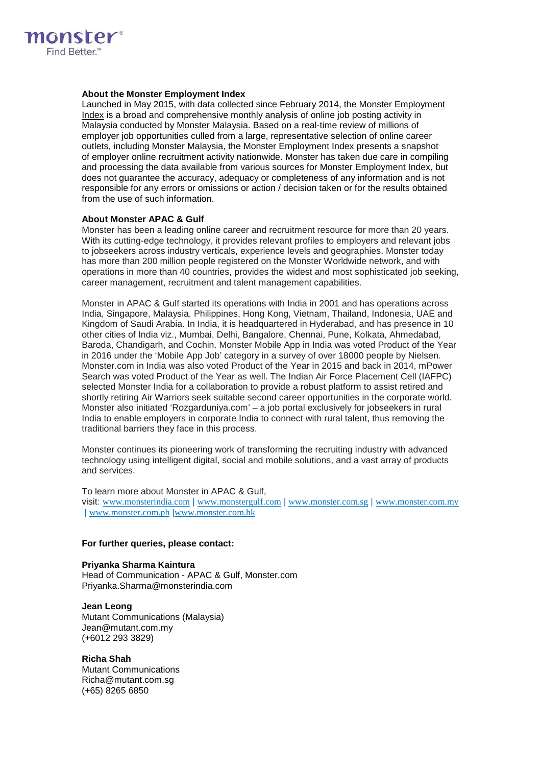**About the Monster Employment Index**
Launched in May 2015, with data collected since February 2014, the Monster Employment Index is a broad and comprehensive monthly analysis of online job posting activity in Malaysia conducted by Monster Malaysia. Based on a real-time review of millions of employer job opportunities culled from a large, representative selection of online career outlets, including Monster Malaysia, the Monster Employment Index presents a snapshot of employer online recruitment activity nationwide. Monster has taken due care in compiling and processing the data available from various sources for Monster Employment Index, but does not guarantee the accuracy, adequacy or completeness of any information and is not responsible for any errors or omissions or action / decision taken or for the results obtained from the use of such information.

**About Monster APAC & Gulf**
Monster has been a leading online career and recruitment resource for more than 20 years. With its cutting-edge technology, it provides relevant profiles to employers and relevant jobs to jobseekers across industry verticals, experience levels and geographies. Monster today has more than 200 million people registered on the Monster Worldwide network, and with operations in more than 40 countries, provides the widest and most sophisticated job seeking, career management, recruitment and talent management capabilities.

Monster in APAC & Gulf started its operations with India in 2001 and has operations across India, Singapore, Malaysia, Philippines, Hong Kong, Vietnam, Thailand, Indonesia, UAE and Kingdom of Saudi Arabia. In India, it is headquartered in Hyderabad, and has presence in 10 other cities of India viz., Mumbai, Delhi, Bangalore, Chennai, Pune, Kolkata, Ahmedabad, Baroda, Chandigarh, and Cochin. Monster Mobile App in India was voted Product of the Year in 2016 under the 'Mobile App Job' category in a survey of over 18000 people by Nielsen. Monster.com in India was also voted Product of the Year in 2015 and back in 2014, mPower Search was voted Product of the Year as well. The Indian Air Force Placement Cell (IAFPC) selected Monster India for a collaboration to provide a robust platform to assist retired and shortly retiring Air Warriors seek suitable second career opportunities in the corporate world. Monster also initiated 'Rozgarduniya.com' – a job portal exclusively for jobseekers in rural India to enable employers in corporate India to connect with rural talent, thus removing the traditional barriers they face in this process.

Monster continues its pioneering work of transforming the recruiting industry with advanced technology using intelligent digital, social and mobile solutions, and a vast array of products and services.

To learn more about Monster in APAC & Gulf,
visit: www.monsterindia.com | www.monstergulf.com | www.monster.com.sg | www.monster.com.my | www.monster.com.ph |www.monster.com.hk

**For further queries, please contact:**

**Priyanka Sharma Kaintura**
Head of Communication - APAC & Gulf, Monster.com
Priyanka.Sharma@monsterindia.com

**Jean Leong**
Mutant Communications (Malaysia)
Jean@mutant.com.my
(+6012 293 3829)

**Richa Shah**
Mutant Communications
Richa@mutant.com.sg
(+65) 8265 6850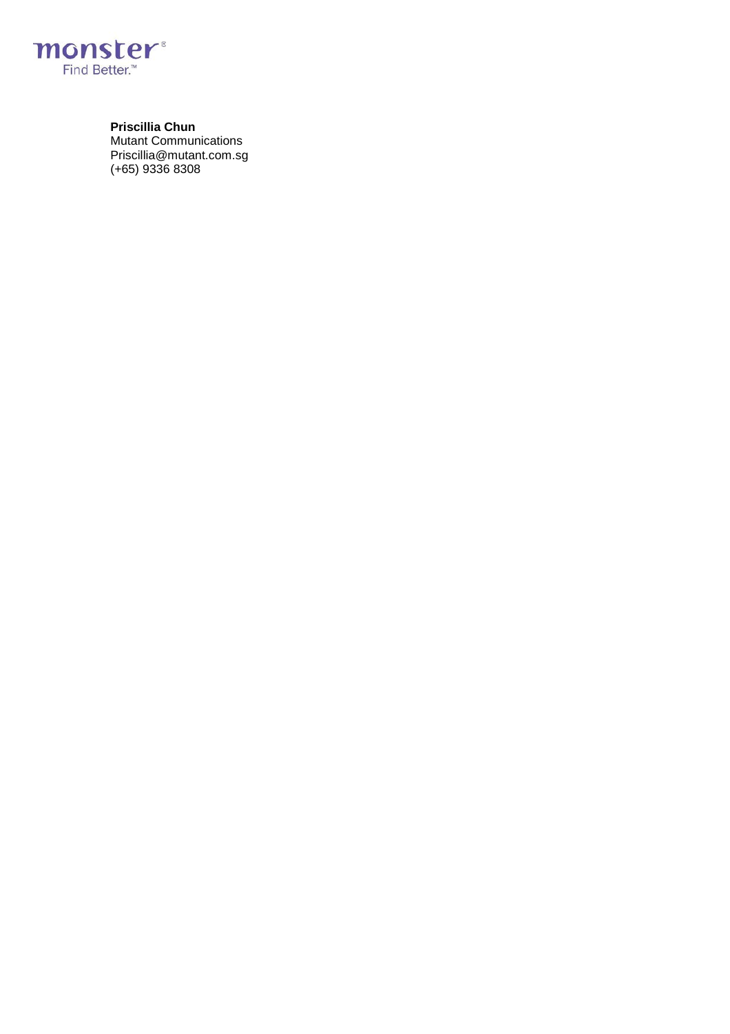monster®
Find Better.™

**Priscillia Chun**
Mutant Communications
Priscillia@mutant.com.sg
(+65) 9336 8308